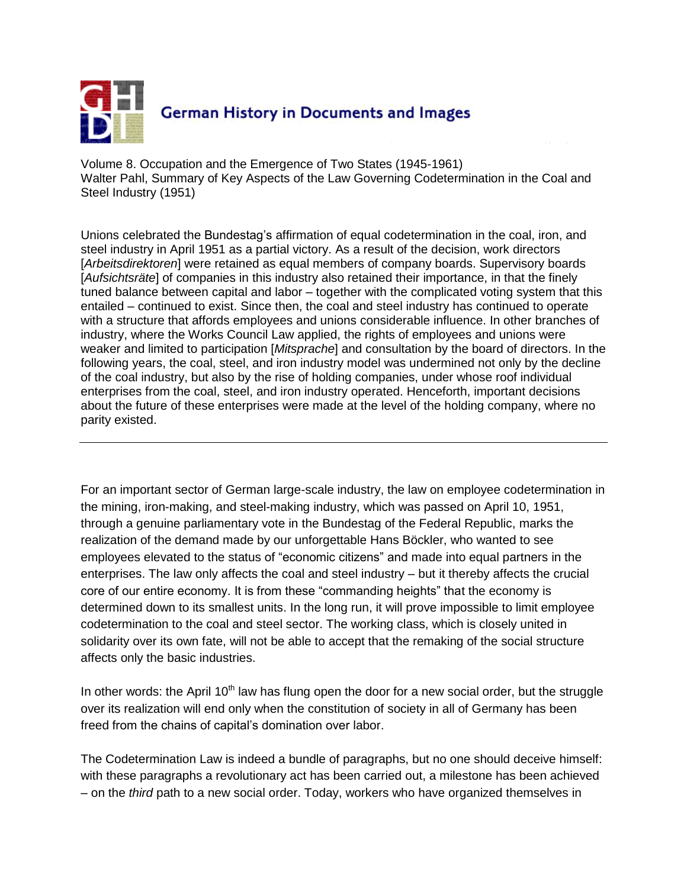Volume 8. Occupation and the Emergence of Two States (1945-1961)
Walter Pahl, Summary of Key Aspects of the Law Governing Codetermination in the Coal and Steel Industry (1951)

Unions celebrated the Bundestag's affirmation of equal codetermination in the coal, iron, and steel industry in April 1951 as a partial victory. As a result of the decision, work directors [*Arbeitsdirektoren*] were retained as equal members of company boards. Supervisory boards [*Aufsichtsräte*] of companies in this industry also retained their importance, in that the finely tuned balance between capital and labor – together with the complicated voting system that this entailed – continued to exist. Since then, the coal and steel industry has continued to operate with a structure that affords employees and unions considerable influence. In other branches of industry, where the Works Council Law applied, the rights of employees and unions were weaker and limited to participation [*Mitsprache*] and consultation by the board of directors. In the following years, the coal, steel, and iron industry model was undermined not only by the decline of the coal industry, but also by the rise of holding companies, under whose roof individual enterprises from the coal, steel, and iron industry operated. Henceforth, important decisions about the future of these enterprises were made at the level of the holding company, where no parity existed.

---

For an important sector of German large-scale industry, the law on employee codetermination in the mining, iron-making, and steel-making industry, which was passed on April 10, 1951, through a genuine parliamentary vote in the Bundestag of the Federal Republic, marks the realization of the demand made by our unforgettable Hans Böckler, who wanted to see employees elevated to the status of "economic citizens" and made into equal partners in the enterprises. The law only affects the coal and steel industry – but it thereby affects the crucial core of our entire economy. It is from these "commanding heights" that the economy is determined down to its smallest units. In the long run, it will prove impossible to limit employee codetermination to the coal and steel sector. The working class, which is closely united in solidarity over its own fate, will not be able to accept that the remaking of the social structure affects only the basic industries.

In other words: the April 10th law has flung open the door for a new social order, but the struggle over its realization will end only when the constitution of society in all of Germany has been freed from the chains of capital's domination over labor.

The Codetermination Law is indeed a bundle of paragraphs, but no one should deceive himself: with these paragraphs a revolutionary act has been carried out, a milestone has been achieved – on the *third* path to a new social order. Today, workers who have organized themselves in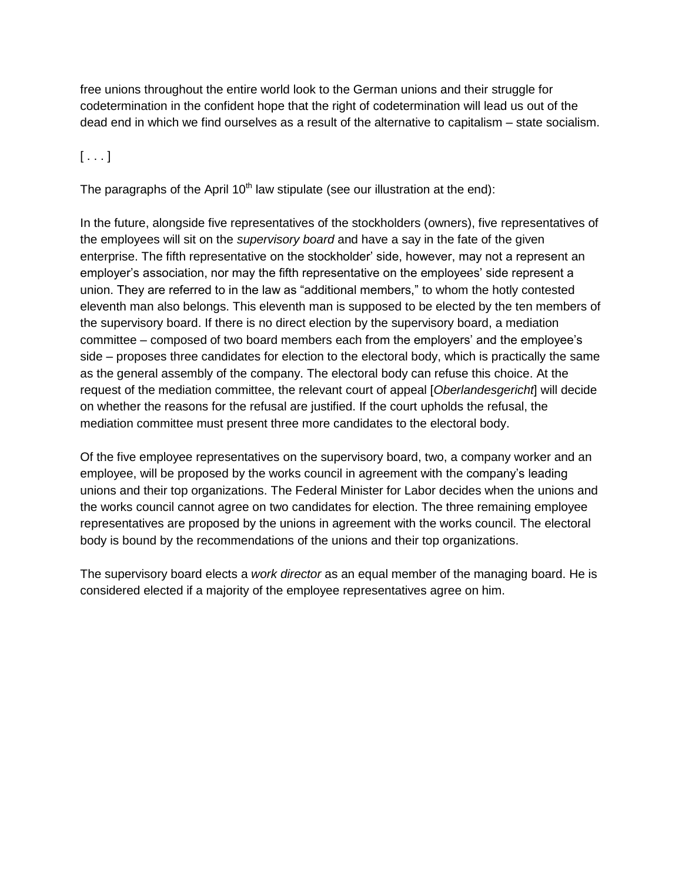free unions throughout the entire world look to the German unions and their struggle for codetermination in the confident hope that the right of codetermination will lead us out of the dead end in which we find ourselves as a result of the alternative to capitalism – state socialism.

[ . . . ]

The paragraphs of the April 10th law stipulate (see our illustration at the end):

In the future, alongside five representatives of the stockholders (owners), five representatives of the employees will sit on the *supervisory board* and have a say in the fate of the given enterprise. The fifth representative on the stockholder' side, however, may not a represent an employer's association, nor may the fifth representative on the employees' side represent a union. They are referred to in the law as "additional members," to whom the hotly contested eleventh man also belongs. This eleventh man is supposed to be elected by the ten members of the supervisory board. If there is no direct election by the supervisory board, a mediation committee – composed of two board members each from the employers' and the employee's side – proposes three candidates for election to the electoral body, which is practically the same as the general assembly of the company. The electoral body can refuse this choice. At the request of the mediation committee, the relevant court of appeal [*Oberlandesgericht*] will decide on whether the reasons for the refusal are justified. If the court upholds the refusal, the mediation committee must present three more candidates to the electoral body.

Of the five employee representatives on the supervisory board, two, a company worker and an employee, will be proposed by the works council in agreement with the company's leading unions and their top organizations. The Federal Minister for Labor decides when the unions and the works council cannot agree on two candidates for election. The three remaining employee representatives are proposed by the unions in agreement with the works council. The electoral body is bound by the recommendations of the unions and their top organizations.

The supervisory board elects a *work director* as an equal member of the managing board. He is considered elected if a majority of the employee representatives agree on him.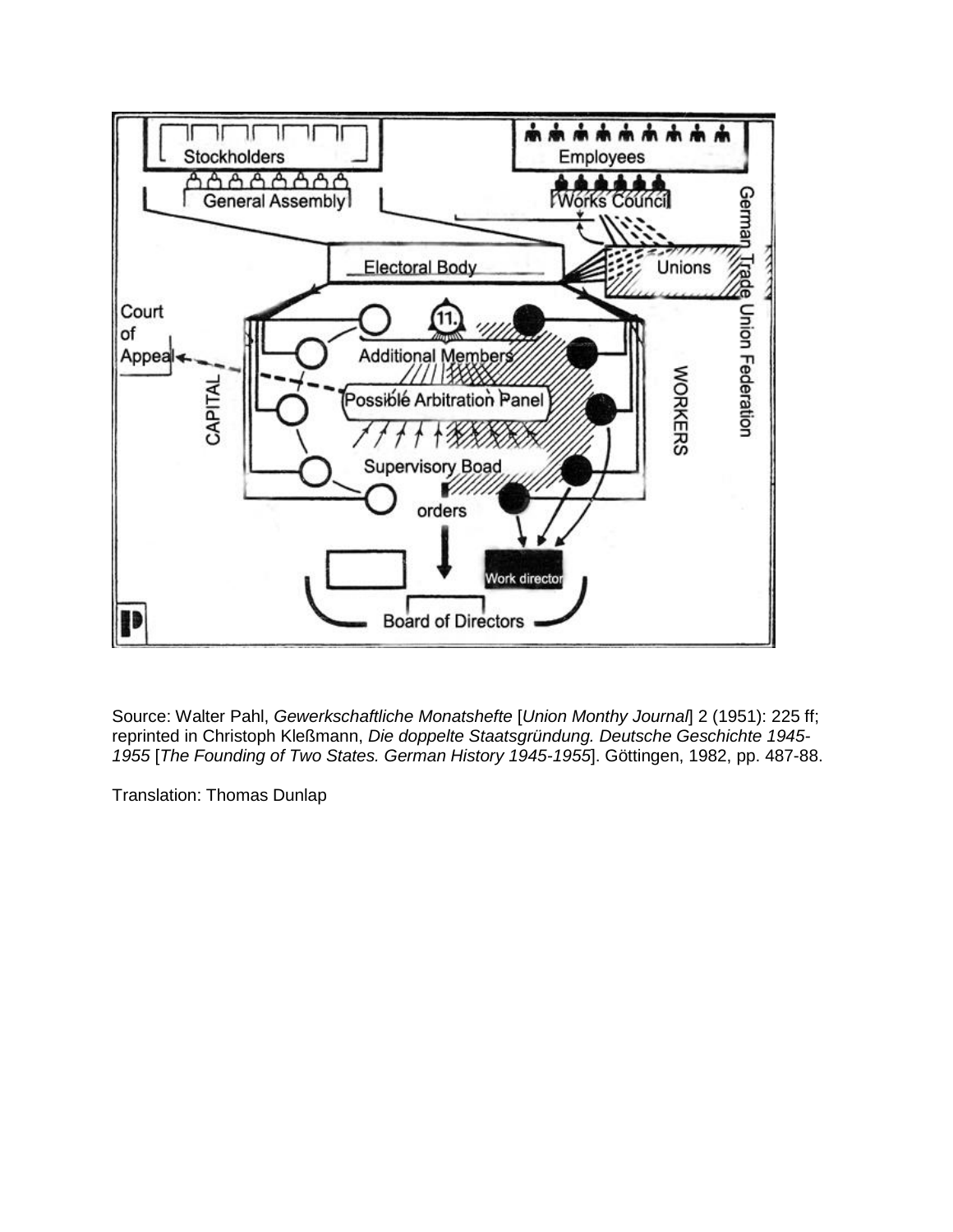Stockholders

Employees

General Assembly

Works Council

German Trade Union Federation

Electoral Body

Unions

Court of Appeal

11.

Additional Members

CAPITAL

Possible Arbitration Panel

WORKERS

Supervisory Boad

orders

Work director

Board of Directors

Source: Walter Pahl, *Gewerkschaftliche Monatshefte* [*Union Monthy Journal*] 2 (1951): 225 ff; reprinted in Christoph Kleßmann, *Die doppelte Staatsgründung. Deutsche Geschichte 1945-1955* [*The Founding of Two States. German History 1945-1955*]. Göttingen, 1982, pp. 487-88.

Translation: Thomas Dunlap